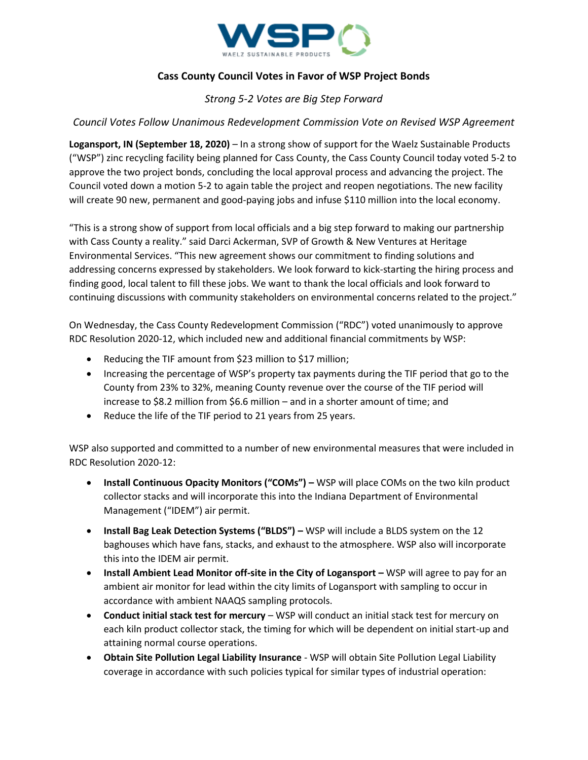WSP
WAELZ SUSTAINABLE PRODUCTS

# Cass County Council Votes in Favor of WSP Project Bonds

*Strong 5-2 Votes are Big Step Forward*

*Council Votes Follow Unanimous Redevelopment Commission Vote on Revised WSP Agreement*

**Logansport, IN (September 18, 2020)** – In a strong show of support for the Waelz Sustainable Products ("WSP") zinc recycling facility being planned for Cass County, the Cass County Council today voted 5-2 to approve the two project bonds, concluding the local approval process and advancing the project. The Council voted down a motion 5-2 to again table the project and reopen negotiations. The new facility will create 90 new, permanent and good-paying jobs and infuse $110 million into the local economy.

"This is a strong show of support from local officials and a big step forward to making our partnership with Cass County a reality." said Darci Ackerman, SVP of Growth & New Ventures at Heritage Environmental Services. "This new agreement shows our commitment to finding solutions and addressing concerns expressed by stakeholders. We look forward to kick-starting the hiring process and finding good, local talent to fill these jobs. We want to thank the local officials and look forward to continuing discussions with community stakeholders on environmental concerns related to the project."

On Wednesday, the Cass County Redevelopment Commission ("RDC") voted unanimously to approve RDC Resolution 2020-12, which included new and additional financial commitments by WSP:

- Reducing the TIF amount from $23 million to $17 million;
- Increasing the percentage of WSP's property tax payments during the TIF period that go to the County from 23% to 32%, meaning County revenue over the course of the TIF period will increase to $8.2 million from $6.6 million – and in a shorter amount of time; and
- Reduce the life of the TIF period to 21 years from 25 years.

WSP also supported and committed to a number of new environmental measures that were included in RDC Resolution 2020-12:

- **Install Continuous Opacity Monitors ("COMs") –** WSP will place COMs on the two kiln product collector stacks and will incorporate this into the Indiana Department of Environmental Management ("IDEM") air permit.
- **Install Bag Leak Detection Systems ("BLDS") –** WSP will include a BLDS system on the 12 baghouses which have fans, stacks, and exhaust to the atmosphere. WSP also will incorporate this into the IDEM air permit.
- **Install Ambient Lead Monitor off-site in the City of Logansport –** WSP will agree to pay for an ambient air monitor for lead within the city limits of Logansport with sampling to occur in accordance with ambient NAAQS sampling protocols.
- **Conduct initial stack test for mercury** – WSP will conduct an initial stack test for mercury on each kiln product collector stack, the timing for which will be dependent on initial start-up and attaining normal course operations.
- **Obtain Site Pollution Legal Liability Insurance** - WSP will obtain Site Pollution Legal Liability coverage in accordance with such policies typical for similar types of industrial operation: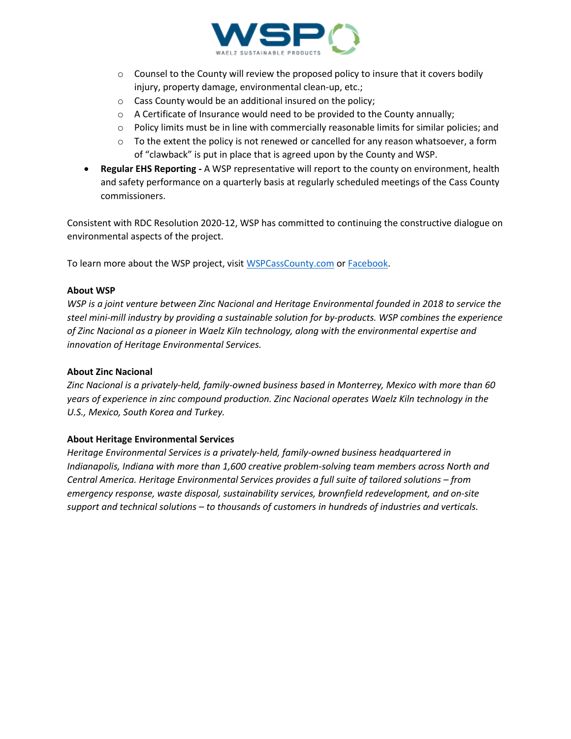- Counsel to the County will review the proposed policy to insure that it covers bodily injury, property damage, environmental clean-up, etc.;
    - Cass County would be an additional insured on the policy;
    - A Certificate of Insurance would need to be provided to the County annually;
    - Policy limits must be in line with commercially reasonable limits for similar policies; and
    - To the extent the policy is not renewed or cancelled for any reason whatsoever, a form of "clawback" is put in place that is agreed upon by the County and WSP.
- **Regular EHS Reporting -** A WSP representative will report to the county on environment, health and safety performance on a quarterly basis at regularly scheduled meetings of the Cass County commissioners.

Consistent with RDC Resolution 2020-12, WSP has committed to continuing the constructive dialogue on environmental aspects of the project.

To learn more about the WSP project, visit WSPCassCounty.com or Facebook.

**About WSP**

*WSP is a joint venture between Zinc Nacional and Heritage Environmental founded in 2018 to service the steel mini-mill industry by providing a sustainable solution for by-products. WSP combines the experience of Zinc Nacional as a pioneer in Waelz Kiln technology, along with the environmental expertise and innovation of Heritage Environmental Services.*

**About Zinc Nacional**

*Zinc Nacional is a privately-held, family-owned business based in Monterrey, Mexico with more than 60 years of experience in zinc compound production. Zinc Nacional operates Waelz Kiln technology in the U.S., Mexico, South Korea and Turkey.*

**About Heritage Environmental Services**

*Heritage Environmental Services is a privately-held, family-owned business headquartered in Indianapolis, Indiana with more than 1,600 creative problem-solving team members across North and Central America. Heritage Environmental Services provides a full suite of tailored solutions – from emergency response, waste disposal, sustainability services, brownfield redevelopment, and on-site support and technical solutions – to thousands of customers in hundreds of industries and verticals.*